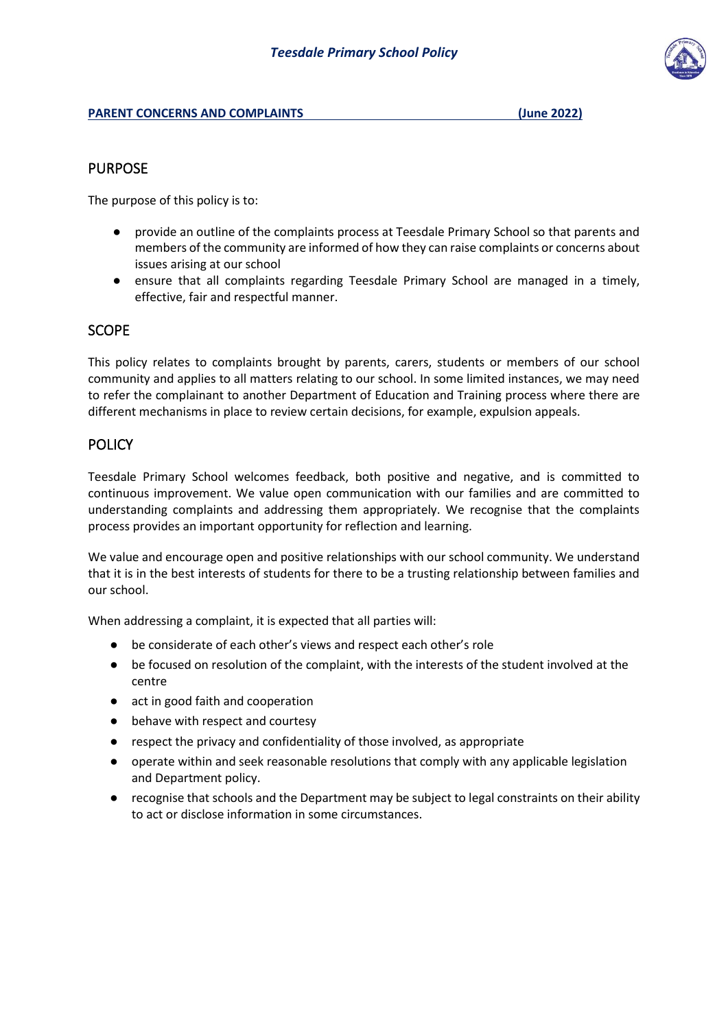*Teesdale Primary School Policy*

**PARENT CONCERNS AND COMPLAINTS (June 2022)**

## PURPOSE

The purpose of this policy is to:

- provide an outline of the complaints process at Teesdale Primary School so that parents and members of the community are informed of how they can raise complaints or concerns about issues arising at our school
- ensure that all complaints regarding Teesdale Primary School are managed in a timely, effective, fair and respectful manner.

## SCOPE

This policy relates to complaints brought by parents, carers, students or members of our school community and applies to all matters relating to our school. In some limited instances, we may need to refer the complainant to another Department of Education and Training process where there are different mechanisms in place to review certain decisions, for example, expulsion appeals.

## POLICY

Teesdale Primary School welcomes feedback, both positive and negative, and is committed to continuous improvement. We value open communication with our families and are committed to understanding complaints and addressing them appropriately. We recognise that the complaints process provides an important opportunity for reflection and learning.

We value and encourage open and positive relationships with our school community. We understand that it is in the best interests of students for there to be a trusting relationship between families and our school.

When addressing a complaint, it is expected that all parties will:

- be considerate of each other's views and respect each other's role
- be focused on resolution of the complaint, with the interests of the student involved at the centre
- act in good faith and cooperation
- behave with respect and courtesy
- respect the privacy and confidentiality of those involved, as appropriate
- operate within and seek reasonable resolutions that comply with any applicable legislation and Department policy.
- recognise that schools and the Department may be subject to legal constraints on their ability to act or disclose information in some circumstances.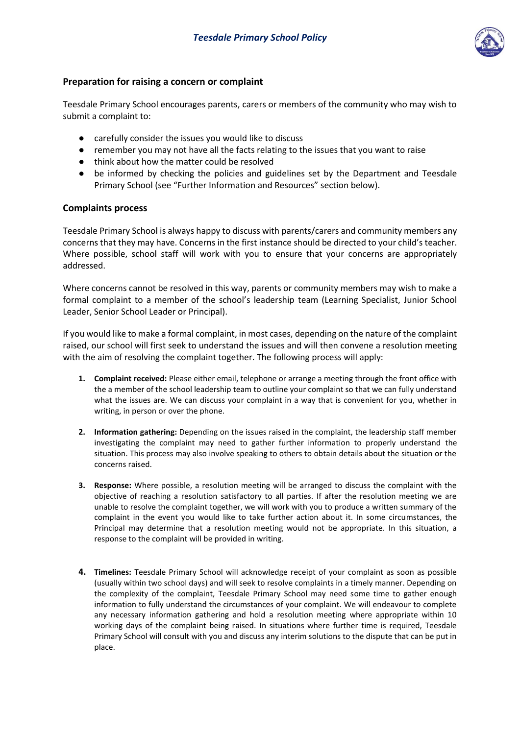## Preparation for raising a concern or complaint

Teesdale Primary School encourages parents, carers or members of the community who may wish to submit a complaint to:

- carefully consider the issues you would like to discuss
- remember you may not have all the facts relating to the issues that you want to raise
- think about how the matter could be resolved
- be informed by checking the policies and guidelines set by the Department and Teesdale Primary School (see "Further Information and Resources" section below).

## Complaints process

Teesdale Primary School is always happy to discuss with parents/carers and community members any concerns that they may have. Concerns in the first instance should be directed to your child's teacher. Where possible, school staff will work with you to ensure that your concerns are appropriately addressed.

Where concerns cannot be resolved in this way, parents or community members may wish to make a formal complaint to a member of the school's leadership team (Learning Specialist, Junior School Leader, Senior School Leader or Principal).

If you would like to make a formal complaint, in most cases, depending on the nature of the complaint raised, our school will first seek to understand the issues and will then convene a resolution meeting with the aim of resolving the complaint together. The following process will apply:

1. **Complaint received:** Please either email, telephone or arrange a meeting through the front office with the a member of the school leadership team to outline your complaint so that we can fully understand what the issues are. We can discuss your complaint in a way that is convenient for you, whether in writing, in person or over the phone.

2. **Information gathering:** Depending on the issues raised in the complaint, the leadership staff member investigating the complaint may need to gather further information to properly understand the situation. This process may also involve speaking to others to obtain details about the situation or the concerns raised.

3. **Response:** Where possible, a resolution meeting will be arranged to discuss the complaint with the objective of reaching a resolution satisfactory to all parties. If after the resolution meeting we are unable to resolve the complaint together, we will work with you to produce a written summary of the complaint in the event you would like to take further action about it. In some circumstances, the Principal may determine that a resolution meeting would not be appropriate. In this situation, a response to the complaint will be provided in writing.

4. **Timelines:** Teesdale Primary School will acknowledge receipt of your complaint as soon as possible (usually within two school days) and will seek to resolve complaints in a timely manner. Depending on the complexity of the complaint, Teesdale Primary School may need some time to gather enough information to fully understand the circumstances of your complaint. We will endeavour to complete any necessary information gathering and hold a resolution meeting where appropriate within 10 working days of the complaint being raised. In situations where further time is required, Teesdale Primary School will consult with you and discuss any interim solutions to the dispute that can be put in place.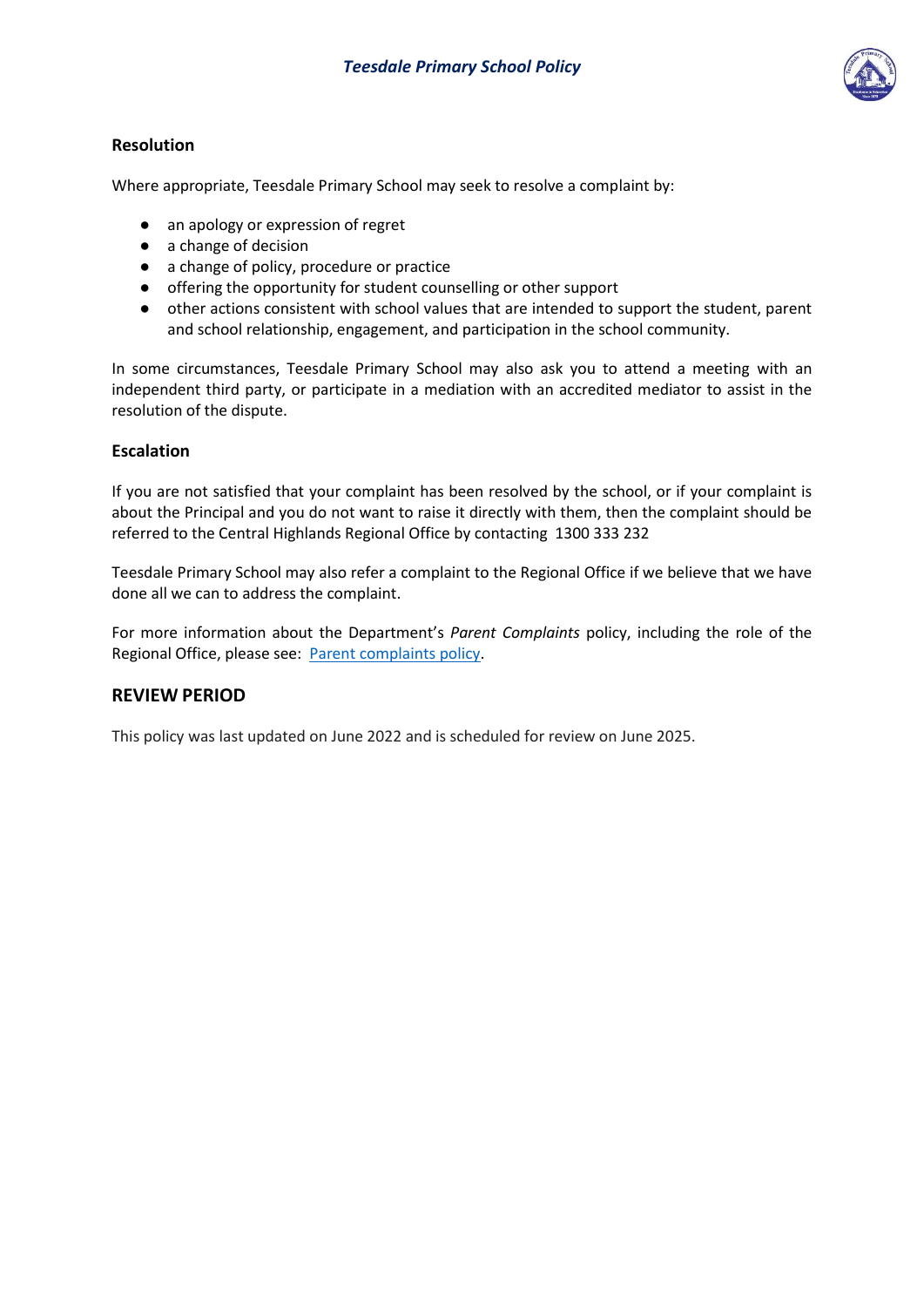### Resolution

Where appropriate, Teesdale Primary School may seek to resolve a complaint by:

- an apology or expression of regret
- a change of decision
- a change of policy, procedure or practice
- offering the opportunity for student counselling or other support
- other actions consistent with school values that are intended to support the student, parent and school relationship, engagement, and participation in the school community.

In some circumstances, Teesdale Primary School may also ask you to attend a meeting with an independent third party, or participate in a mediation with an accredited mediator to assist in the resolution of the dispute.

### Escalation

If you are not satisfied that your complaint has been resolved by the school, or if your complaint is about the Principal and you do not want to raise it directly with them, then the complaint should be referred to the Central Highlands Regional Office by contacting 1300 333 232

Teesdale Primary School may also refer a complaint to the Regional Office if we believe that we have done all we can to address the complaint.

For more information about the Department's *Parent Complaints* policy, including the role of the Regional Office, please see: Parent complaints policy.

## REVIEW PERIOD

This policy was last updated on June 2022 and is scheduled for review on June 2025.